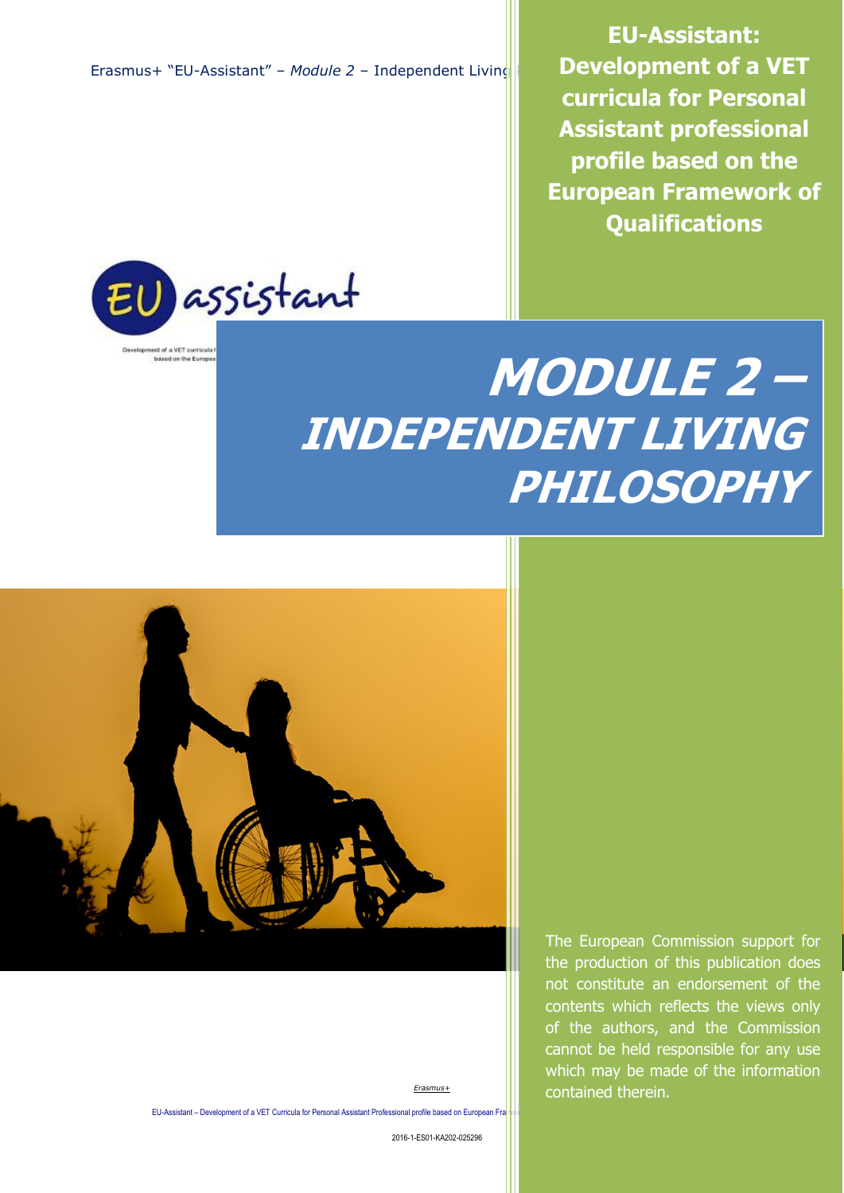**EU-Assistant: Development of a VET curricula for Personal Assistant professional profile based on the European Framework of Qualifications**

# *MODULE 2 – INDEPENDENT LIVING PHILOSOPHY*

The European Commission support for the production of this publication does not constitute an endorsement of the contents which reflects the views only of the authors, and the Commission cannot be held responsible for any use which may be made of the information contained therein.

*Erasmus+*

EU-Assistant – Development of a VET Curricula for Personal Assistant Professional profile based on European Fra

2016-1-ES01-KA202-025296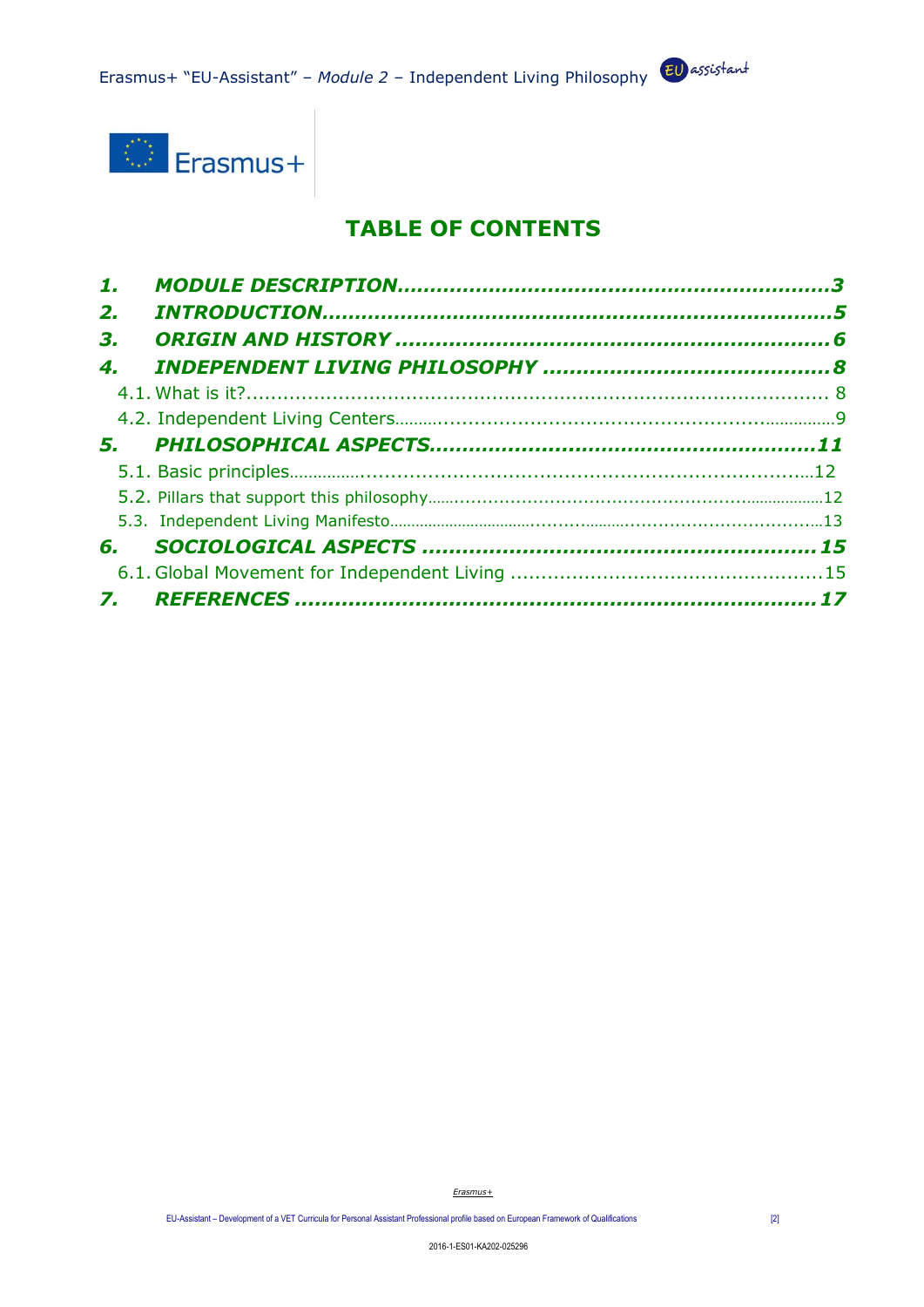# TABLE OF CONTENTS

1. **MODULE DESCRIPTION** ........................................................................ 3
2. **INTRODUCTION** .................................................................................... 5
3. **ORIGIN AND HISTORY** .......................................................................... 6
4. **INDEPENDENT LIVING PHILOSOPHY** ...................................................... 8
   - 4.1. What is it? ........................................................................................ 8
   - 4.2. Independent Living Centers .................................................................. 9
5. **PHILOSOPHICAL ASPECTS** ................................................................... 11
   - 5.1. Basic principles .................................................................................. 12
   - 5.2. Pillars that support this philosophy ...................................................... 12
   - 5.3. Independent Living Manifesto .............................................................. 13
6. **SOCIOLOGICAL ASPECTS** .................................................................... 15
   - 6.1. Global Movement for Independent Living ............................................... 15
7. **REFERENCES** ...................................................................................... 17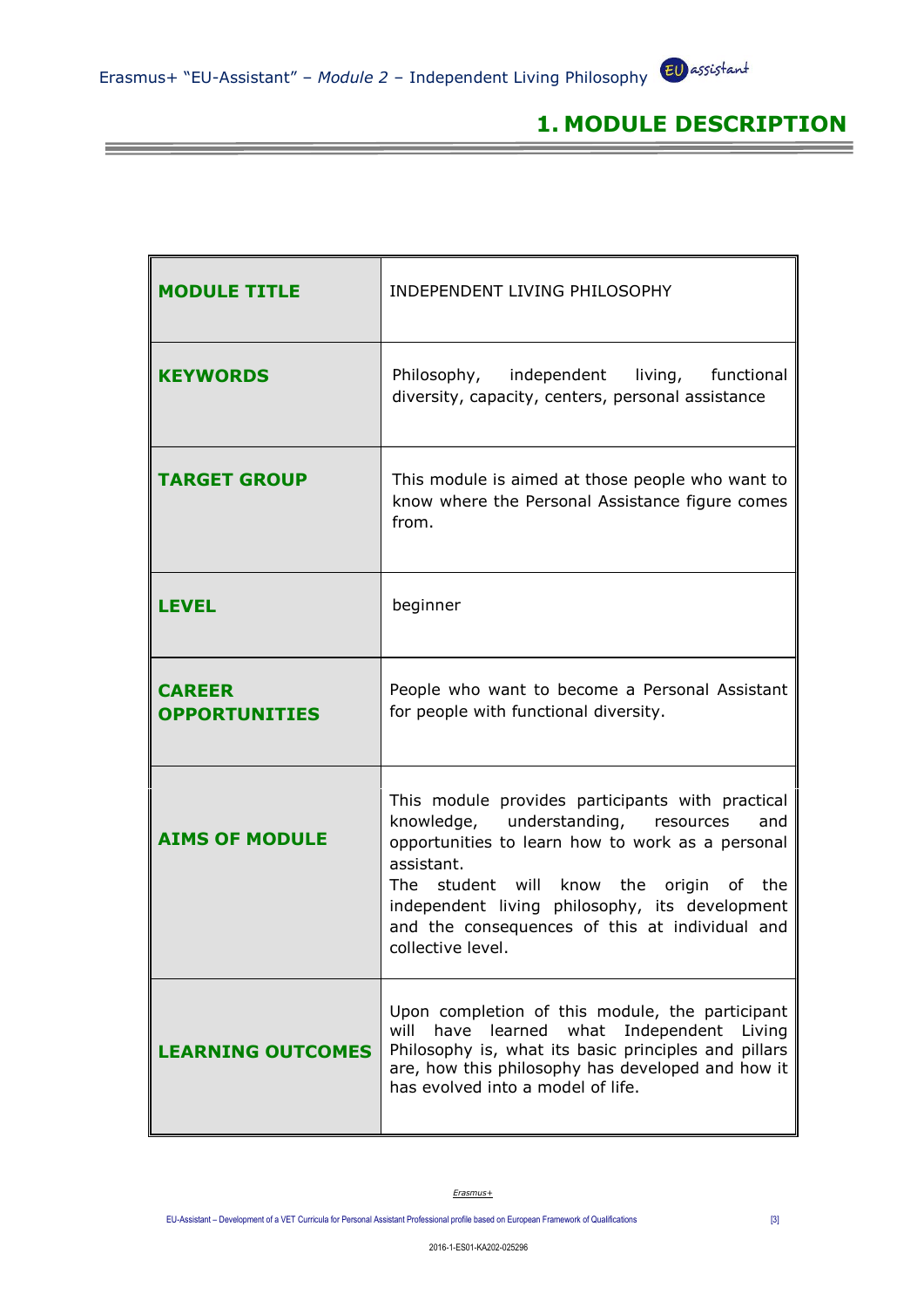# 1. MODULE DESCRIPTION

| | |
|---|---|
| **MODULE TITLE** | INDEPENDENT LIVING PHILOSOPHY |
| **KEYWORDS** | Philosophy, independent living, functional diversity, capacity, centers, personal assistance |
| **TARGET GROUP** | This module is aimed at those people who want to know where the Personal Assistance figure comes from. |
| **LEVEL** | beginner |
| **CAREER OPPORTUNITIES** | People who want to become a Personal Assistant for people with functional diversity. |
| **AIMS OF MODULE** | This module provides participants with practical knowledge, understanding, resources and opportunities to learn how to work as a personal assistant.<br>The student will know the origin of the independent living philosophy, its development and the consequences of this at individual and collective level. |
| **LEARNING OUTCOMES** | Upon completion of this module, the participant will have learned what Independent Living Philosophy is, what its basic principles and pillars are, how this philosophy has developed and how it has evolved into a model of life. |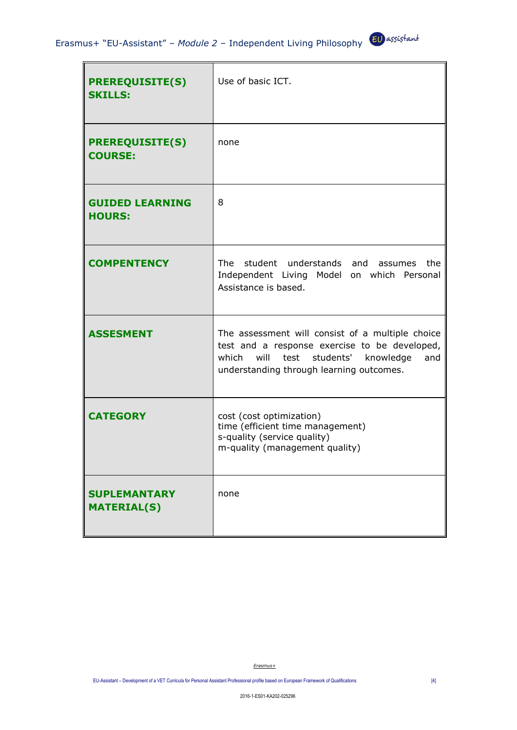| | |
|---|---|
| **PREREQUISITE(S) SKILLS:** | Use of basic ICT. |
| **PREREQUISITE(S) COURSE:** | none |
| **GUIDED LEARNING HOURS:** | 8 |
| **COMPENTENCY** | The student understands and assumes the Independent Living Model on which Personal Assistance is based. |
| **ASSESMENT** | The assessment will consist of a multiple choice test and a response exercise to be developed, which will test students' knowledge and understanding through learning outcomes. |
| **CATEGORY** | cost (cost optimization)<br>time (efficient time management)<br>s-quality (service quality)<br>m-quality (management quality) |
| **SUPLEMANTARY MATERIAL(S)** | none |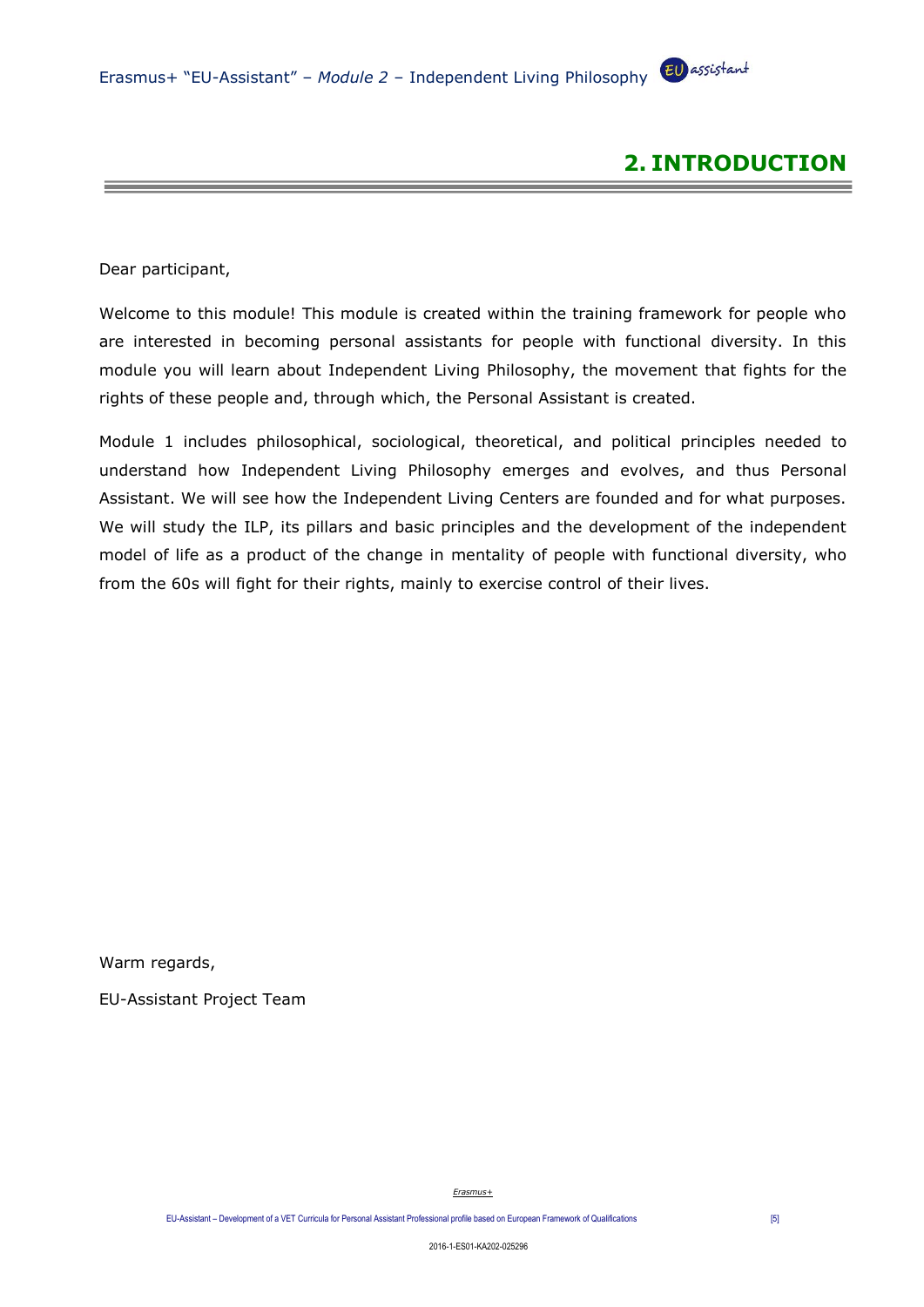# 2. INTRODUCTION

Dear participant,

Welcome to this module! This module is created within the training framework for people who are interested in becoming personal assistants for people with functional diversity. In this module you will learn about Independent Living Philosophy, the movement that fights for the rights of these people and, through which, the Personal Assistant is created.

Module 1 includes philosophical, sociological, theoretical, and political principles needed to understand how Independent Living Philosophy emerges and evolves, and thus Personal Assistant. We will see how the Independent Living Centers are founded and for what purposes. We will study the ILP, its pillars and basic principles and the development of the independent model of life as a product of the change in mentality of people with functional diversity, who from the 60s will fight for their rights, mainly to exercise control of their lives.

Warm regards,

EU-Assistant Project Team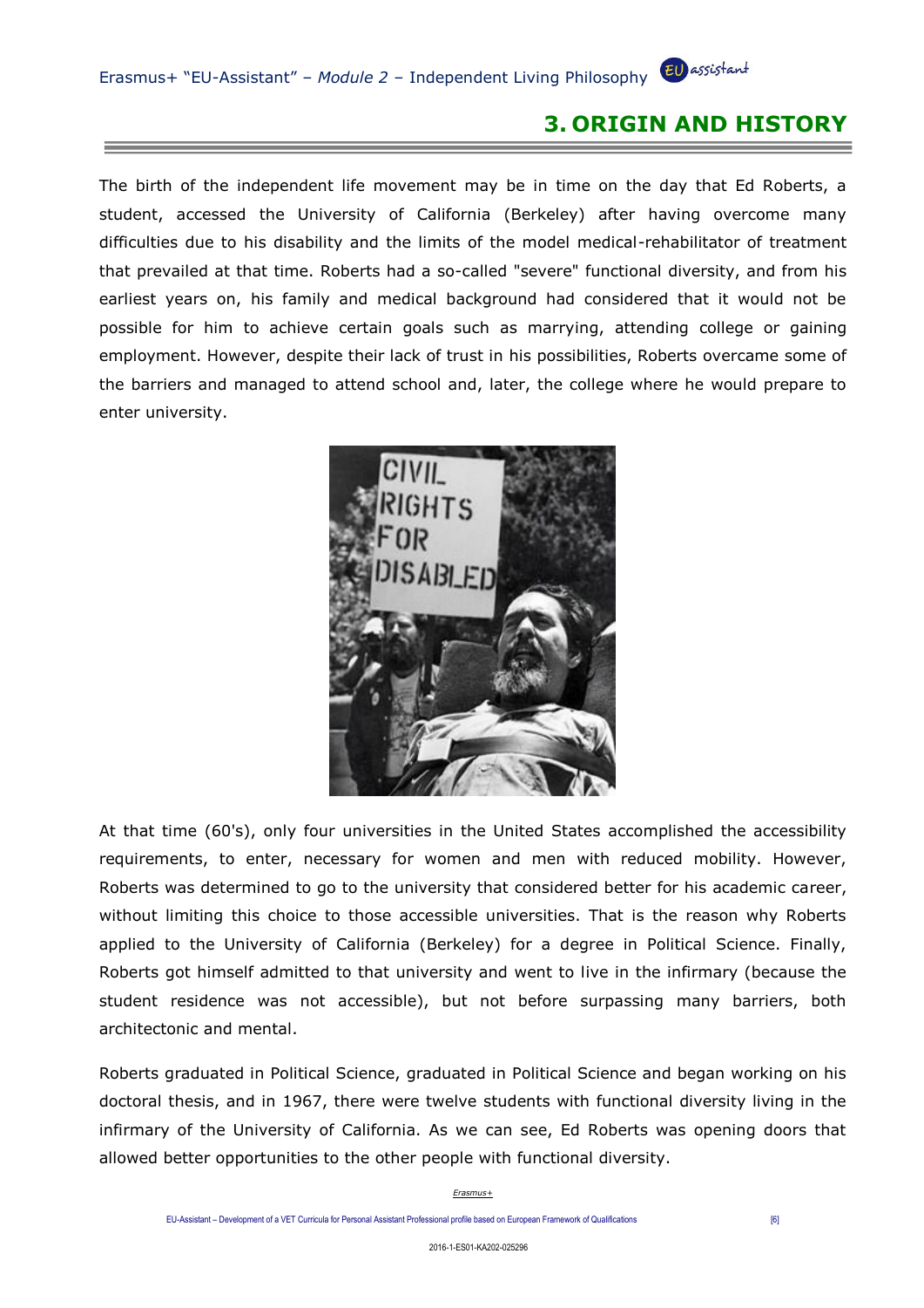# 3. ORIGIN AND HISTORY

The birth of the independent life movement may be in time on the day that Ed Roberts, a student, accessed the University of California (Berkeley) after having overcome many difficulties due to his disability and the limits of the model medical-rehabilitator of treatment that prevailed at that time. Roberts had a so-called "severe" functional diversity, and from his earliest years on, his family and medical background had considered that it would not be possible for him to achieve certain goals such as marrying, attending college or gaining employment. However, despite their lack of trust in his possibilities, Roberts overcame some of the barriers and managed to attend school and, later, the college where he would prepare to enter university.

At that time (60's), only four universities in the United States accomplished the accessibility requirements, to enter, necessary for women and men with reduced mobility. However, Roberts was determined to go to the university that considered better for his academic career, without limiting this choice to those accessible universities. That is the reason why Roberts applied to the University of California (Berkeley) for a degree in Political Science. Finally, Roberts got himself admitted to that university and went to live in the infirmary (because the student residence was not accessible), but not before surpassing many barriers, both architectonic and mental.

Roberts graduated in Political Science, graduated in Political Science and began working on his doctoral thesis, and in 1967, there were twelve students with functional diversity living in the infirmary of the University of California. As we can see, Ed Roberts was opening doors that allowed better opportunities to the other people with functional diversity.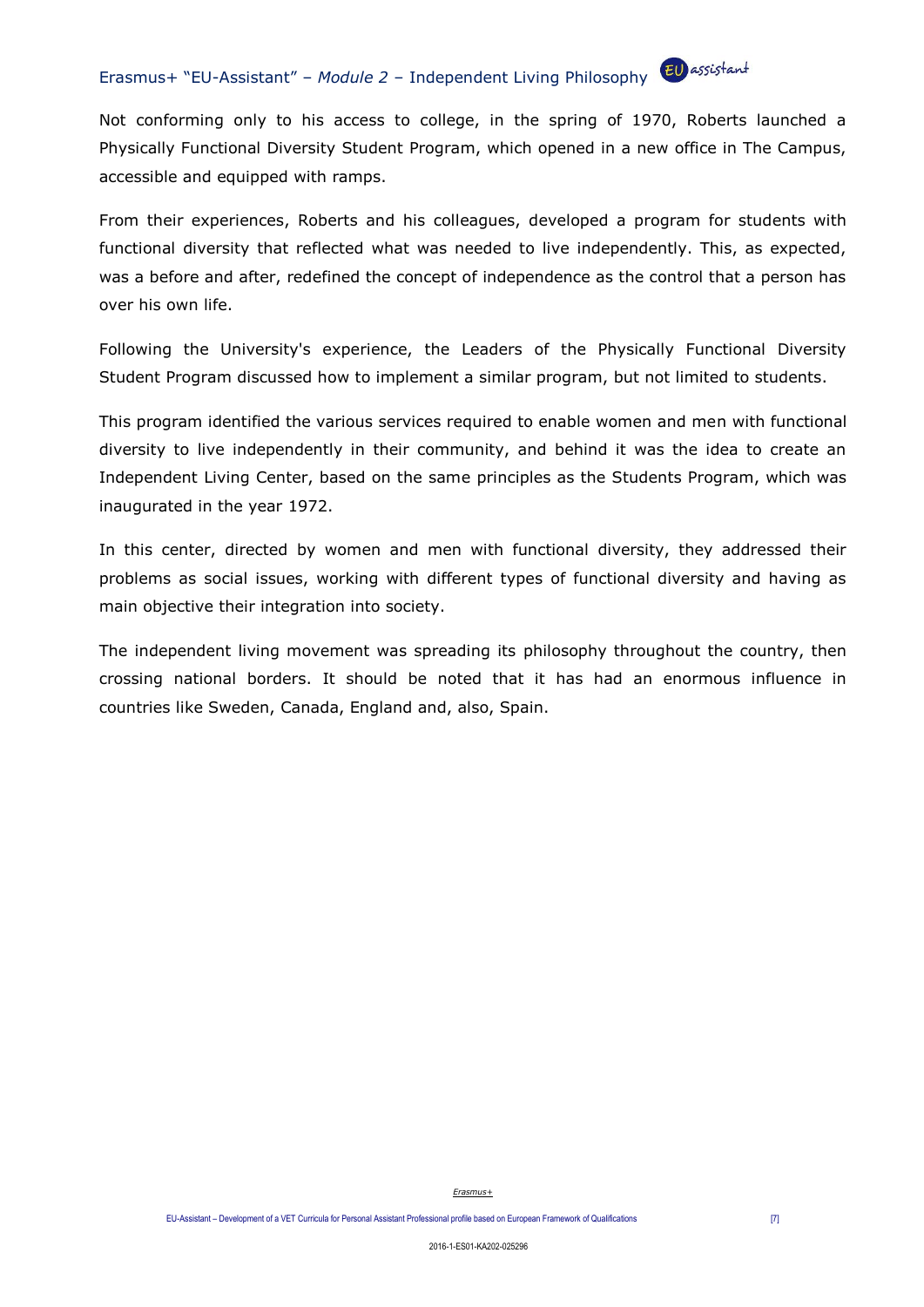Not conforming only to his access to college, in the spring of 1970, Roberts launched a Physically Functional Diversity Student Program, which opened in a new office in The Campus, accessible and equipped with ramps.

From their experiences, Roberts and his colleagues, developed a program for students with functional diversity that reflected what was needed to live independently. This, as expected, was a before and after, redefined the concept of independence as the control that a person has over his own life.

Following the University's experience, the Leaders of the Physically Functional Diversity Student Program discussed how to implement a similar program, but not limited to students.

This program identified the various services required to enable women and men with functional diversity to live independently in their community, and behind it was the idea to create an Independent Living Center, based on the same principles as the Students Program, which was inaugurated in the year 1972.

In this center, directed by women and men with functional diversity, they addressed their problems as social issues, working with different types of functional diversity and having as main objective their integration into society.

The independent living movement was spreading its philosophy throughout the country, then crossing national borders. It should be noted that it has had an enormous influence in countries like Sweden, Canada, England and, also, Spain.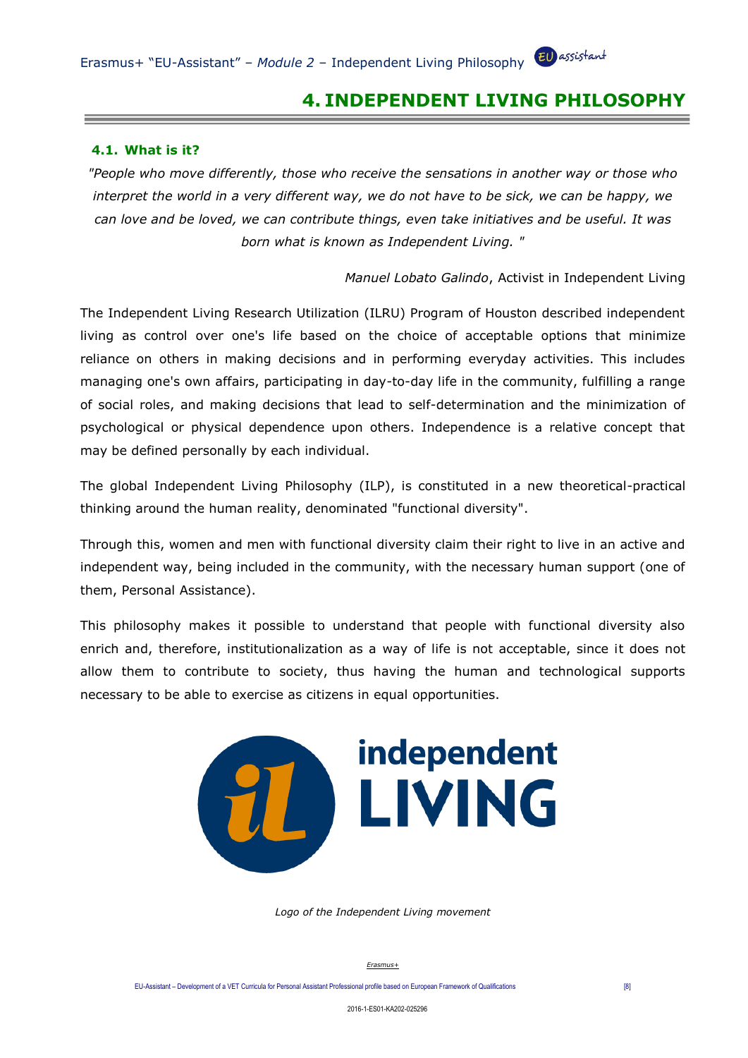# 4. INDEPENDENT LIVING PHILOSOPHY

## 4.1. What is it?

*"People who move differently, those who receive the sensations in another way or those who interpret the world in a very different way, we do not have to be sick, we can be happy, we can love and be loved, we can contribute things, even take initiatives and be useful. It was born what is known as Independent Living. "*

*Manuel Lobato Galindo*, Activist in Independent Living

The Independent Living Research Utilization (ILRU) Program of Houston described independent living as control over one's life based on the choice of acceptable options that minimize reliance on others in making decisions and in performing everyday activities. This includes managing one's own affairs, participating in day-to-day life in the community, fulfilling a range of social roles, and making decisions that lead to self-determination and the minimization of psychological or physical dependence upon others. Independence is a relative concept that may be defined personally by each individual.

The global Independent Living Philosophy (ILP), is constituted in a new theoretical-practical thinking around the human reality, denominated "functional diversity".

Through this, women and men with functional diversity claim their right to live in an active and independent way, being included in the community, with the necessary human support (one of them, Personal Assistance).

This philosophy makes it possible to understand that people with functional diversity also enrich and, therefore, institutionalization as a way of life is not acceptable, since it does not allow them to contribute to society, thus having the human and technological supports necessary to be able to exercise as citizens in equal opportunities.

*Logo of the Independent Living movement*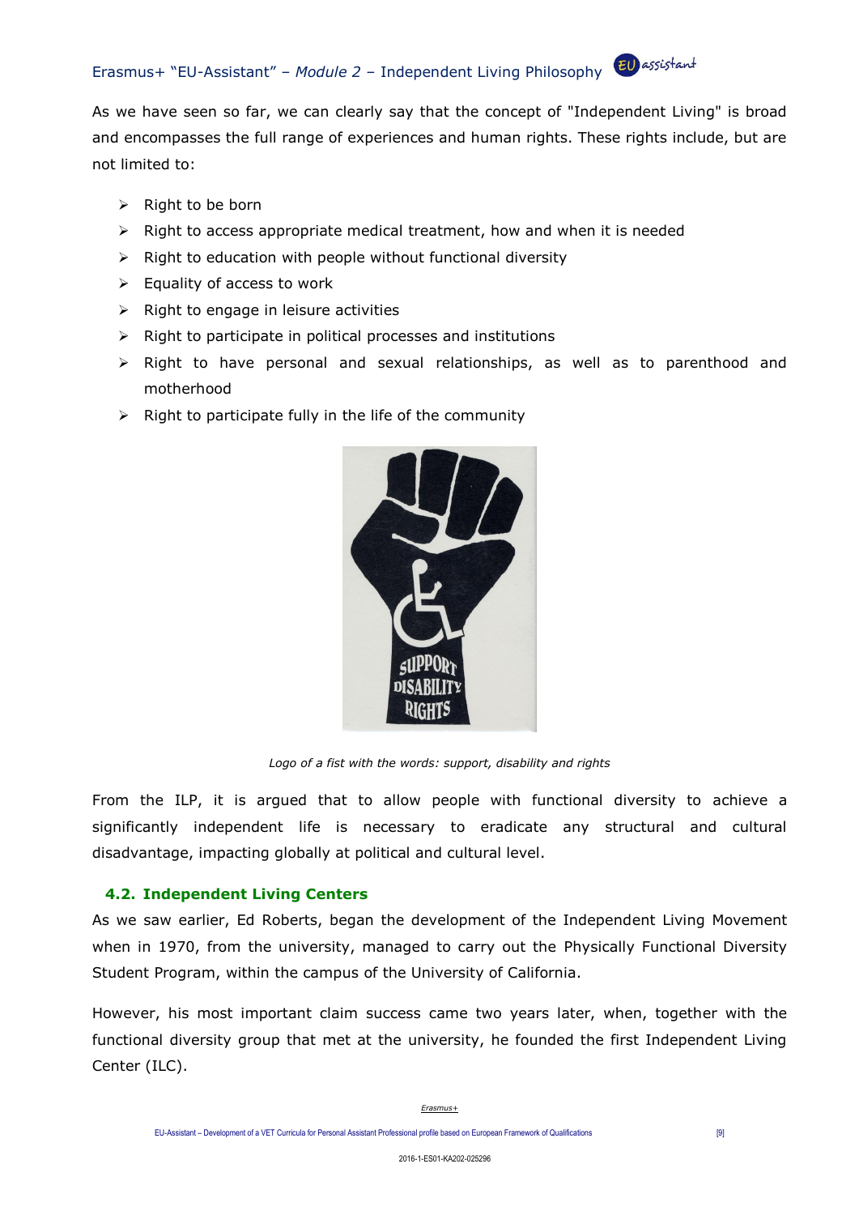As we have seen so far, we can clearly say that the concept of "Independent Living" is broad and encompasses the full range of experiences and human rights. These rights include, but are not limited to:

- Right to be born
- Right to access appropriate medical treatment, how and when it is needed
- Right to education with people without functional diversity
- Equality of access to work
- Right to engage in leisure activities
- Right to participate in political processes and institutions
- Right to have personal and sexual relationships, as well as to parenthood and motherhood
- Right to participate fully in the life of the community

*Logo of a fist with the words: support, disability and rights*

From the ILP, it is argued that to allow people with functional diversity to achieve a significantly independent life is necessary to eradicate any structural and cultural disadvantage, impacting globally at political and cultural level.

### 4.2. Independent Living Centers

As we saw earlier, Ed Roberts, began the development of the Independent Living Movement when in 1970, from the university, managed to carry out the Physically Functional Diversity Student Program, within the campus of the University of California.

However, his most important claim success came two years later, when, together with the functional diversity group that met at the university, he founded the first Independent Living Center (ILC).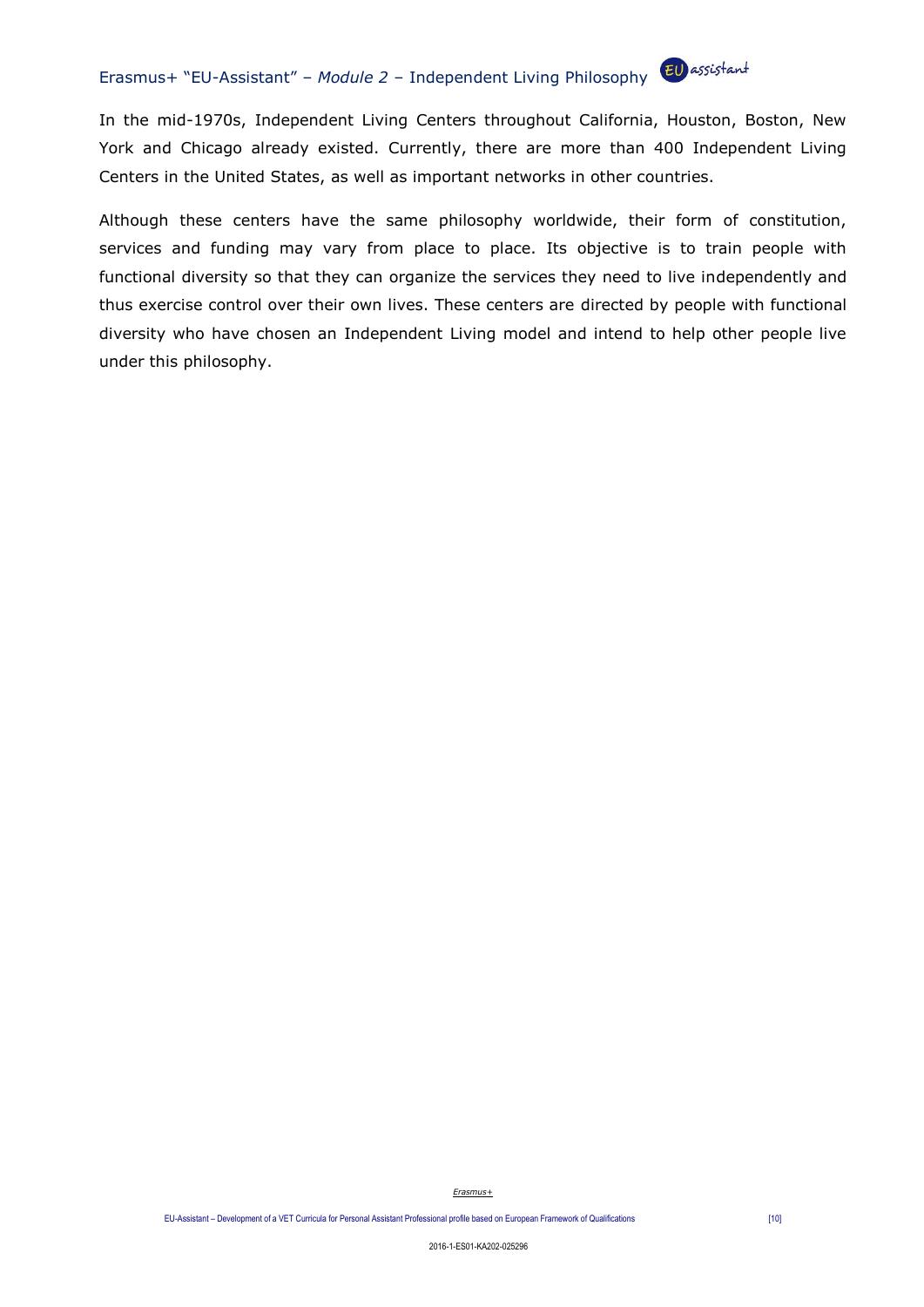In the mid-1970s, Independent Living Centers throughout California, Houston, Boston, New York and Chicago already existed. Currently, there are more than 400 Independent Living Centers in the United States, as well as important networks in other countries.

Although these centers have the same philosophy worldwide, their form of constitution, services and funding may vary from place to place. Its objective is to train people with functional diversity so that they can organize the services they need to live independently and thus exercise control over their own lives. These centers are directed by people with functional diversity who have chosen an Independent Living model and intend to help other people live under this philosophy.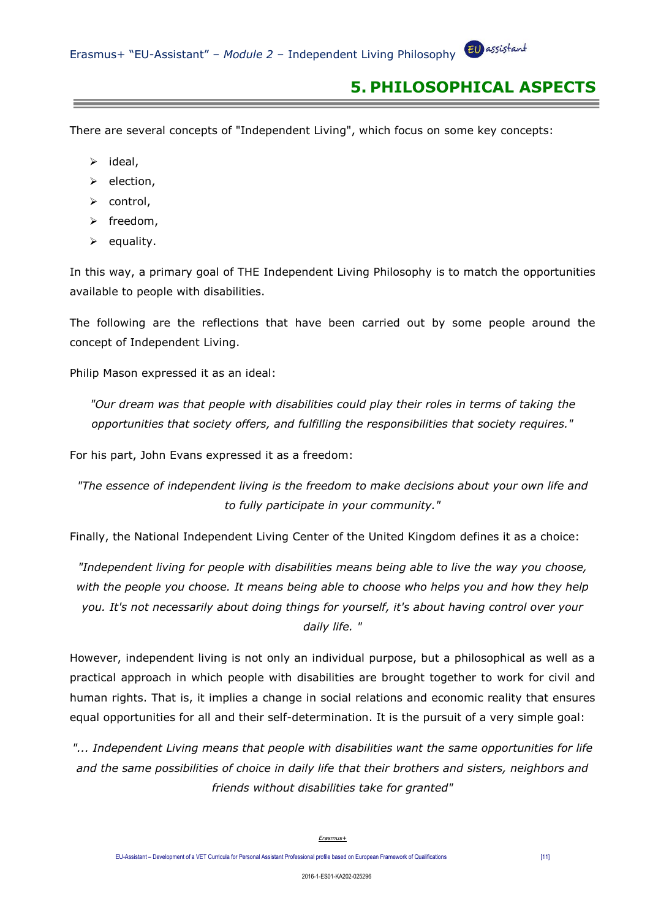# 5. PHILOSOPHICAL ASPECTS

There are several concepts of "Independent Living", which focus on some key concepts:

- ideal,
- election,
- control,
- freedom,
- equality.

In this way, a primary goal of THE Independent Living Philosophy is to match the opportunities available to people with disabilities.

The following are the reflections that have been carried out by some people around the concept of Independent Living.

Philip Mason expressed it as an ideal:

> *"Our dream was that people with disabilities could play their roles in terms of taking the opportunities that society offers, and fulfilling the responsibilities that society requires."*

For his part, John Evans expressed it as a freedom:

> *"The essence of independent living is the freedom to make decisions about your own life and to fully participate in your community."*

Finally, the National Independent Living Center of the United Kingdom defines it as a choice:

> *"Independent living for people with disabilities means being able to live the way you choose, with the people you choose. It means being able to choose who helps you and how they help you. It's not necessarily about doing things for yourself, it's about having control over your daily life. "*

However, independent living is not only an individual purpose, but a philosophical as well as a practical approach in which people with disabilities are brought together to work for civil and human rights. That is, it implies a change in social relations and economic reality that ensures equal opportunities for all and their self-determination. It is the pursuit of a very simple goal:

> *"... Independent Living means that people with disabilities want the same opportunities for life and the same possibilities of choice in daily life that their brothers and sisters, neighbors and friends without disabilities take for granted"*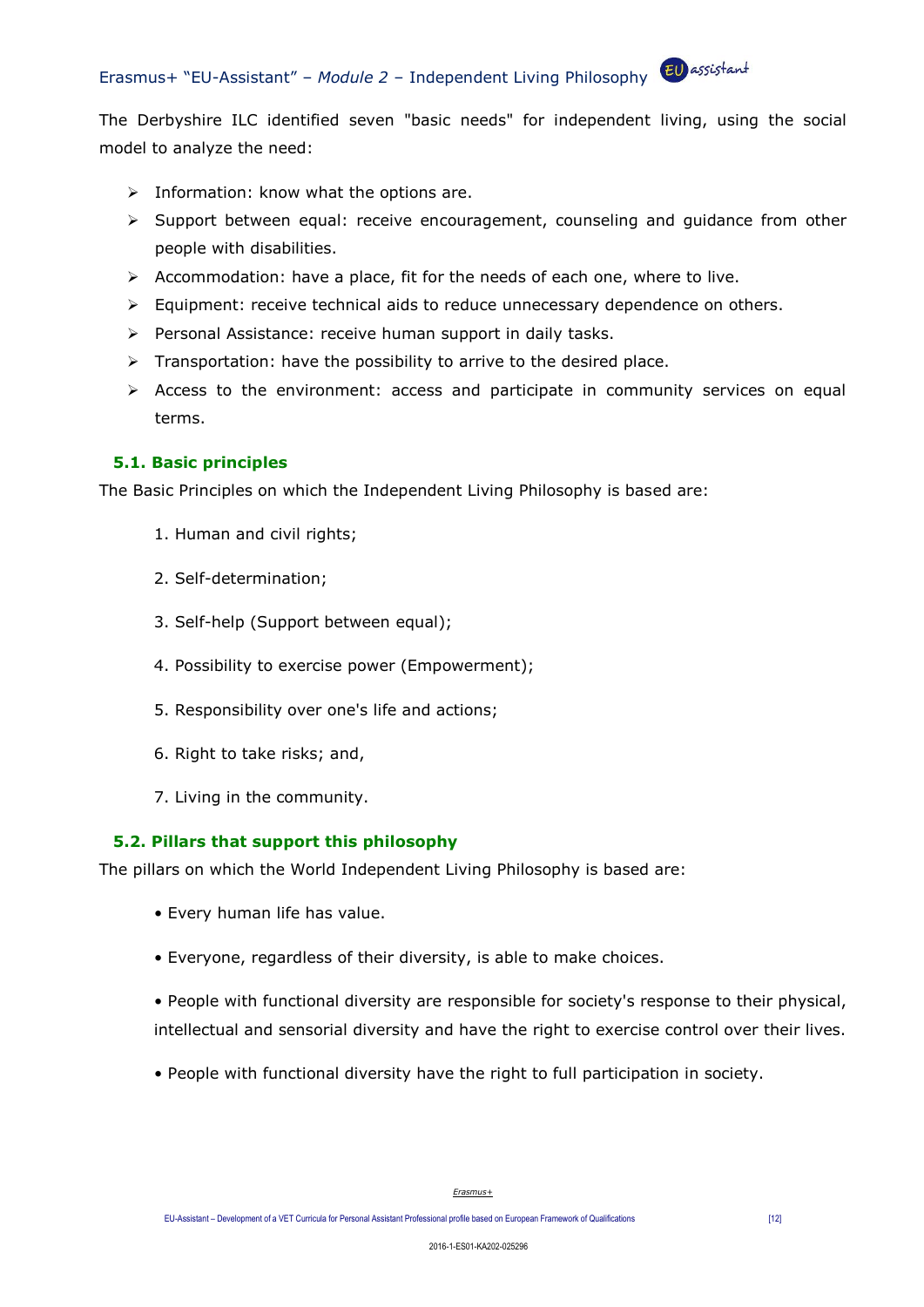The Derbyshire ILC identified seven "basic needs" for independent living, using the social model to analyze the need:

- Information: know what the options are.
- Support between equal: receive encouragement, counseling and guidance from other people with disabilities.
- Accommodation: have a place, fit for the needs of each one, where to live.
- Equipment: receive technical aids to reduce unnecessary dependence on others.
- Personal Assistance: receive human support in daily tasks.
- Transportation: have the possibility to arrive to the desired place.
- Access to the environment: access and participate in community services on equal terms.

### 5.1. Basic principles

The Basic Principles on which the Independent Living Philosophy is based are:

1. Human and civil rights;
2. Self-determination;
3. Self-help (Support between equal);
4. Possibility to exercise power (Empowerment);
5. Responsibility over one's life and actions;
6. Right to take risks; and,
7. Living in the community.

### 5.2. Pillars that support this philosophy

The pillars on which the World Independent Living Philosophy is based are:

- Every human life has value.
- Everyone, regardless of their diversity, is able to make choices.
- People with functional diversity are responsible for society's response to their physical, intellectual and sensorial diversity and have the right to exercise control over their lives.
- People with functional diversity have the right to full participation in society.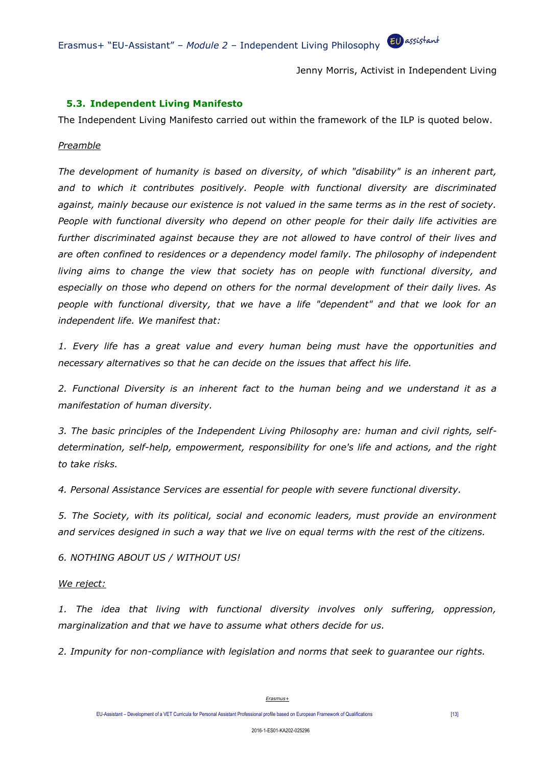Jenny Morris, Activist in Independent Living

### 5.3. Independent Living Manifesto

The Independent Living Manifesto carried out within the framework of the ILP is quoted below.

Preamble

*The development of humanity is based on diversity, of which "disability" is an inherent part, and to which it contributes positively. People with functional diversity are discriminated against, mainly because our existence is not valued in the same terms as in the rest of society. People with functional diversity who depend on other people for their daily life activities are further discriminated against because they are not allowed to have control of their lives and are often confined to residences or a dependency model family. The philosophy of independent living aims to change the view that society has on people with functional diversity, and especially on those who depend on others for the normal development of their daily lives. As people with functional diversity, that we have a life "dependent" and that we look for an independent life. We manifest that:*

*1. Every life has a great value and every human being must have the opportunities and necessary alternatives so that he can decide on the issues that affect his life.*

*2. Functional Diversity is an inherent fact to the human being and we understand it as a manifestation of human diversity.*

*3. The basic principles of the Independent Living Philosophy are: human and civil rights, self-determination, self-help, empowerment, responsibility for one's life and actions, and the right to take risks.*

*4. Personal Assistance Services are essential for people with severe functional diversity.*

*5. The Society, with its political, social and economic leaders, must provide an environment and services designed in such a way that we live on equal terms with the rest of the citizens.*

*6. NOTHING ABOUT US / WITHOUT US!*

*We reject:*

*1. The idea that living with functional diversity involves only suffering, oppression, marginalization and that we have to assume what others decide for us.*

*2. Impunity for non-compliance with legislation and norms that seek to guarantee our rights.*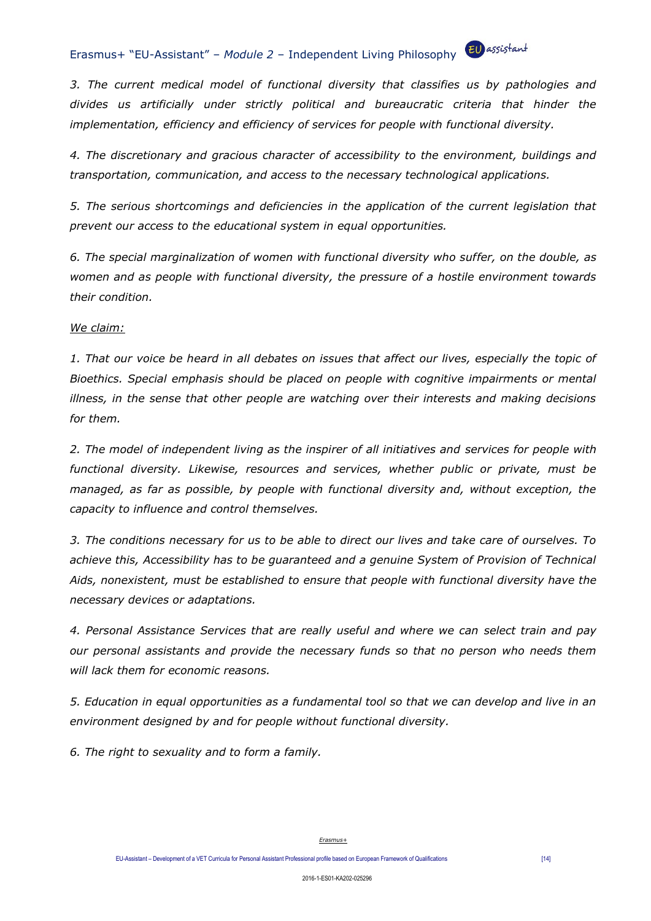*3. The current medical model of functional diversity that classifies us by pathologies and divides us artificially under strictly political and bureaucratic criteria that hinder the implementation, efficiency and efficiency of services for people with functional diversity.*

*4. The discretionary and gracious character of accessibility to the environment, buildings and transportation, communication, and access to the necessary technological applications.*

*5. The serious shortcomings and deficiencies in the application of the current legislation that prevent our access to the educational system in equal opportunities.*

*6. The special marginalization of women with functional diversity who suffer, on the double, as women and as people with functional diversity, the pressure of a hostile environment towards their condition.*

*We claim:*

*1. That our voice be heard in all debates on issues that affect our lives, especially the topic of Bioethics. Special emphasis should be placed on people with cognitive impairments or mental illness, in the sense that other people are watching over their interests and making decisions for them.*

*2. The model of independent living as the inspirer of all initiatives and services for people with functional diversity. Likewise, resources and services, whether public or private, must be managed, as far as possible, by people with functional diversity and, without exception, the capacity to influence and control themselves.*

*3. The conditions necessary for us to be able to direct our lives and take care of ourselves. To achieve this, Accessibility has to be guaranteed and a genuine System of Provision of Technical Aids, nonexistent, must be established to ensure that people with functional diversity have the necessary devices or adaptations.*

*4. Personal Assistance Services that are really useful and where we can select train and pay our personal assistants and provide the necessary funds so that no person who needs them will lack them for economic reasons.*

*5. Education in equal opportunities as a fundamental tool so that we can develop and live in an environment designed by and for people without functional diversity.*

*6. The right to sexuality and to form a family.*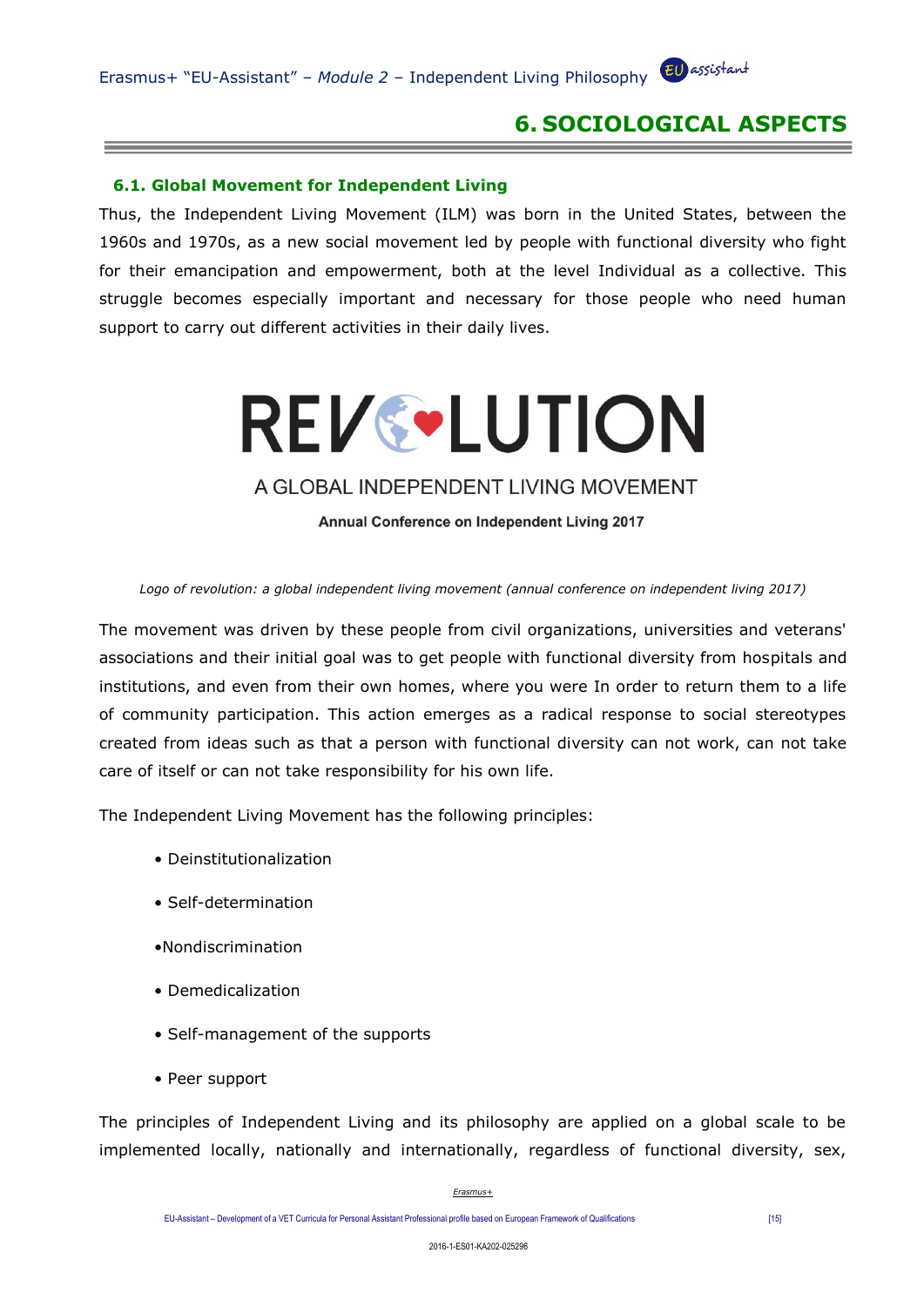# 6. SOCIOLOGICAL ASPECTS

## 6.1. Global Movement for Independent Living

Thus, the Independent Living Movement (ILM) was born in the United States, between the 1960s and 1970s, as a new social movement led by people with functional diversity who fight for their emancipation and empowerment, both at the level Individual as a collective. This struggle becomes especially important and necessary for those people who need human support to carry out different activities in their daily lives.

REVOLUTION

A GLOBAL INDEPENDENT LIVING MOVEMENT

**Annual Conference on Independent Living 2017**

*Logo of revolution: a global independent living movement (annual conference on independent living 2017)*

The movement was driven by these people from civil organizations, universities and veterans' associations and their initial goal was to get people with functional diversity from hospitals and institutions, and even from their own homes, where you were In order to return them to a life of community participation. This action emerges as a radical response to social stereotypes created from ideas such as that a person with functional diversity can not work, can not take care of itself or can not take responsibility for his own life.

The Independent Living Movement has the following principles:

- Deinstitutionalization
- Self-determination
- Nondiscrimination
- Demedicalization
- Self-management of the supports
- Peer support

The principles of Independent Living and its philosophy are applied on a global scale to be implemented locally, nationally and internationally, regardless of functional diversity, sex,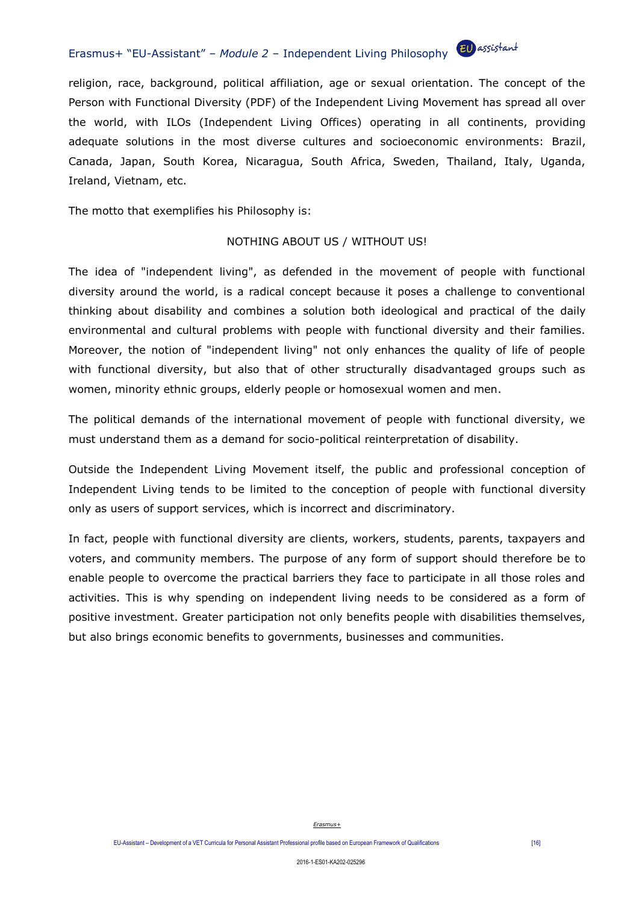religion, race, background, political affiliation, age or sexual orientation. The concept of the Person with Functional Diversity (PDF) of the Independent Living Movement has spread all over the world, with ILOs (Independent Living Offices) operating in all continents, providing adequate solutions in the most diverse cultures and socioeconomic environments: Brazil, Canada, Japan, South Korea, Nicaragua, South Africa, Sweden, Thailand, Italy, Uganda, Ireland, Vietnam, etc.

The motto that exemplifies his Philosophy is:

NOTHING ABOUT US / WITHOUT US!

The idea of "independent living", as defended in the movement of people with functional diversity around the world, is a radical concept because it poses a challenge to conventional thinking about disability and combines a solution both ideological and practical of the daily environmental and cultural problems with people with functional diversity and their families. Moreover, the notion of "independent living" not only enhances the quality of life of people with functional diversity, but also that of other structurally disadvantaged groups such as women, minority ethnic groups, elderly people or homosexual women and men.

The political demands of the international movement of people with functional diversity, we must understand them as a demand for socio-political reinterpretation of disability.

Outside the Independent Living Movement itself, the public and professional conception of Independent Living tends to be limited to the conception of people with functional diversity only as users of support services, which is incorrect and discriminatory.

In fact, people with functional diversity are clients, workers, students, parents, taxpayers and voters, and community members. The purpose of any form of support should therefore be to enable people to overcome the practical barriers they face to participate in all those roles and activities. This is why spending on independent living needs to be considered as a form of positive investment. Greater participation not only benefits people with disabilities themselves, but also brings economic benefits to governments, businesses and communities.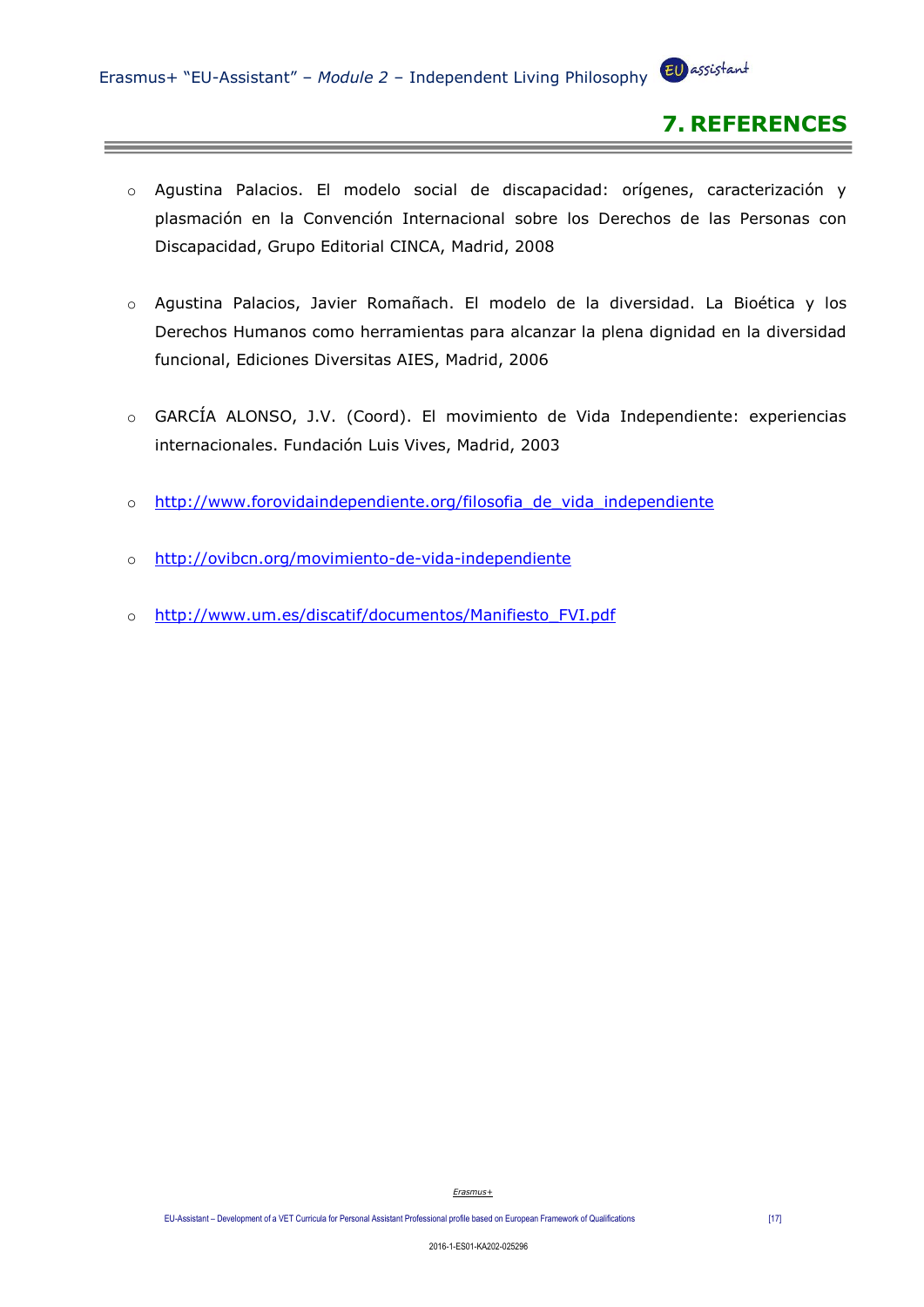# 7. REFERENCES

- Agustina Palacios. El modelo social de discapacidad: orígenes, caracterización y plasmación en la Convención Internacional sobre los Derechos de las Personas con Discapacidad, Grupo Editorial CINCA, Madrid, 2008

- Agustina Palacios, Javier Romañach. El modelo de la diversidad. La Bioética y los Derechos Humanos como herramientas para alcanzar la plena dignidad en la diversidad funcional, Ediciones Diversitas AIES, Madrid, 2006

- GARCÍA ALONSO, J.V. (Coord). El movimiento de Vida Independiente: experiencias internacionales. Fundación Luis Vives, Madrid, 2003

- http://www.forovidaindependiente.org/filosofia_de_vida_independiente

- http://ovibcn.org/movimiento-de-vida-independiente

- http://www.um.es/discatif/documentos/Manifiesto_FVI.pdf